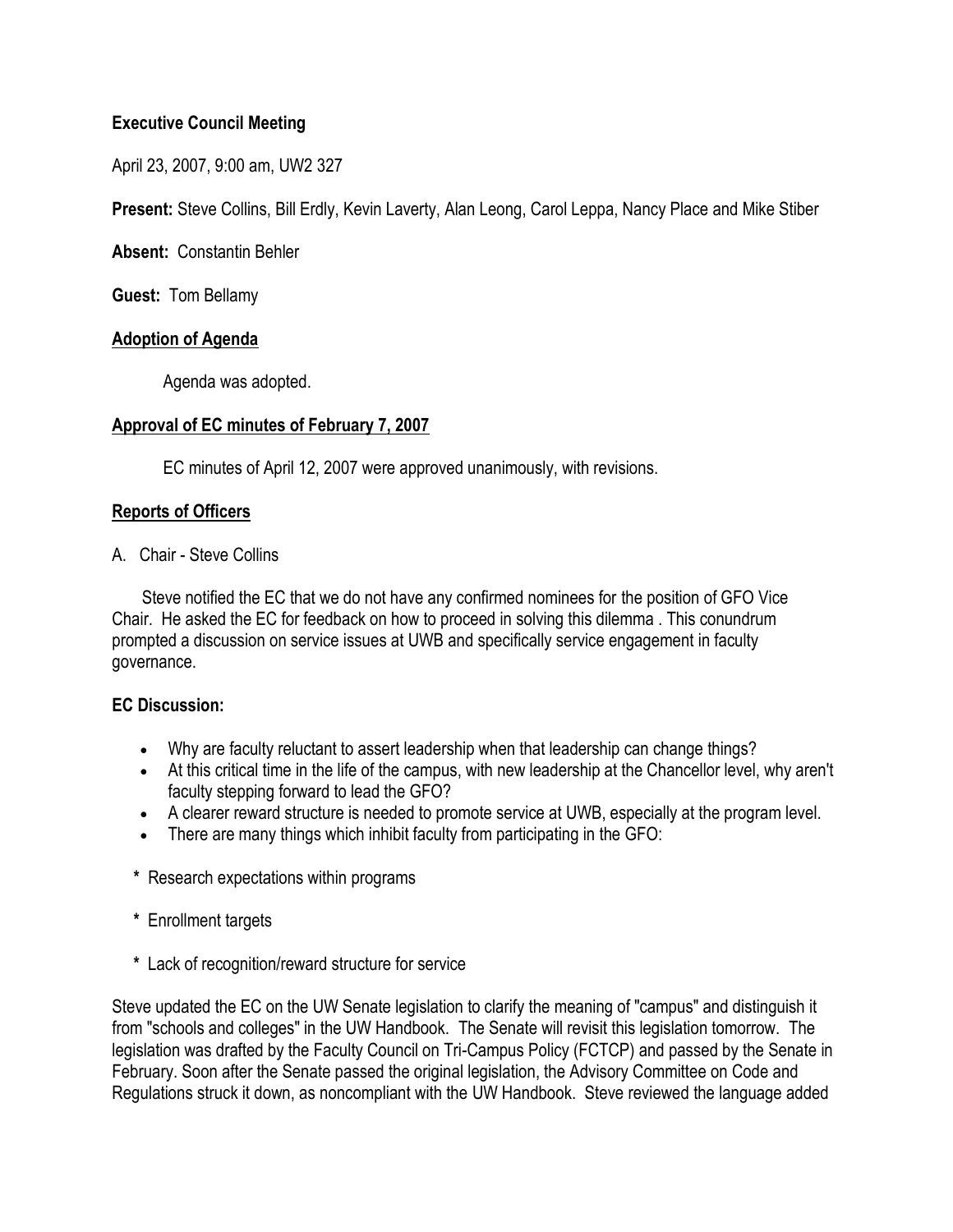**Executive Council Meeting**

April 23, 2007, 9:00 am, UW2 327

**Present:** Steve Collins, Bill Erdly, Kevin Laverty, Alan Leong, Carol Leppa, Nancy Place and Mike Stiber

**Absent:** Constantin Behler

**Guest:** Tom Bellamy

**Adoption of Agenda**

Agenda was adopted.

**Approval of EC minutes of February 7, 2007**

EC minutes of April 12, 2007 were approved unanimously, with revisions.

**Reports of Officers**

A. Chair - Steve Collins

Steve notified the EC that we do not have any confirmed nominees for the position of GFO Vice Chair. He asked the EC for feedback on how to proceed in solving this dilemma . This conundrum prompted a discussion on service issues at UWB and specifically service engagement in faculty governance.

**EC Discussion:**

- Why are faculty reluctant to assert leadership when that leadership can change things?
- At this critical time in the life of the campus, with new leadership at the Chancellor level, why aren't faculty stepping forward to lead the GFO?
- A clearer reward structure is needed to promote service at UWB, especially at the program level.
- There are many things which inhibit faculty from participating in the GFO:

  * Research expectations within programs

  * Enrollment targets

  * Lack of recognition/reward structure for service

Steve updated the EC on the UW Senate legislation to clarify the meaning of "campus" and distinguish it from "schools and colleges" in the UW Handbook. The Senate will revisit this legislation tomorrow. The legislation was drafted by the Faculty Council on Tri-Campus Policy (FCTCP) and passed by the Senate in February. Soon after the Senate passed the original legislation, the Advisory Committee on Code and Regulations struck it down, as noncompliant with the UW Handbook. Steve reviewed the language added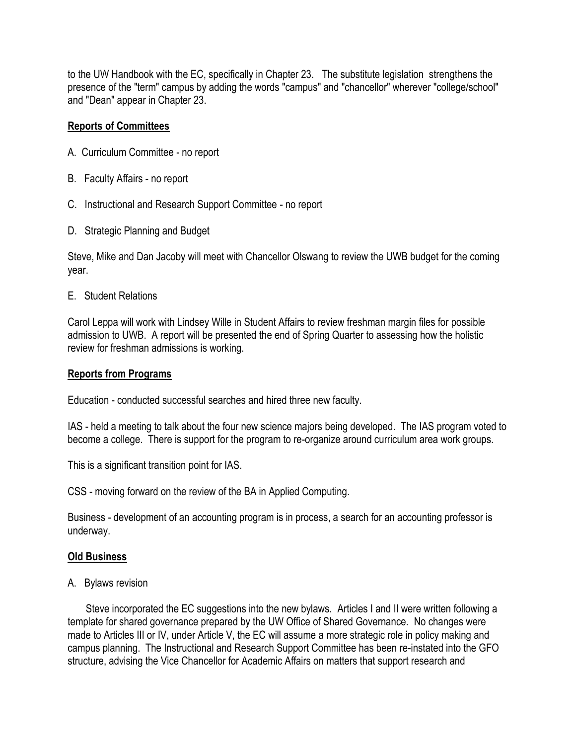to the UW Handbook with the EC, specifically in Chapter 23. The substitute legislation strengthens the presence of the "term" campus by adding the words "campus" and "chancellor" wherever "college/school" and "Dean" appear in Chapter 23.

## Reports of Committees

A. Curriculum Committee - no report

B. Faculty Affairs - no report

C. Instructional and Research Support Committee - no report

D. Strategic Planning and Budget

Steve, Mike and Dan Jacoby will meet with Chancellor Olswang to review the UWB budget for the coming year.

E. Student Relations

Carol Leppa will work with Lindsey Wille in Student Affairs to review freshman margin files for possible admission to UWB. A report will be presented the end of Spring Quarter to assessing how the holistic review for freshman admissions is working.

## Reports from Programs

Education - conducted successful searches and hired three new faculty.

IAS - held a meeting to talk about the four new science majors being developed. The IAS program voted to become a college. There is support for the program to re-organize around curriculum area work groups.

This is a significant transition point for IAS.

CSS - moving forward on the review of the BA in Applied Computing.

Business - development of an accounting program is in process, a search for an accounting professor is underway.

## Old Business

A. Bylaws revision

Steve incorporated the EC suggestions into the new bylaws. Articles I and II were written following a template for shared governance prepared by the UW Office of Shared Governance. No changes were made to Articles III or IV, under Article V, the EC will assume a more strategic role in policy making and campus planning. The Instructional and Research Support Committee has been re-instated into the GFO structure, advising the Vice Chancellor for Academic Affairs on matters that support research and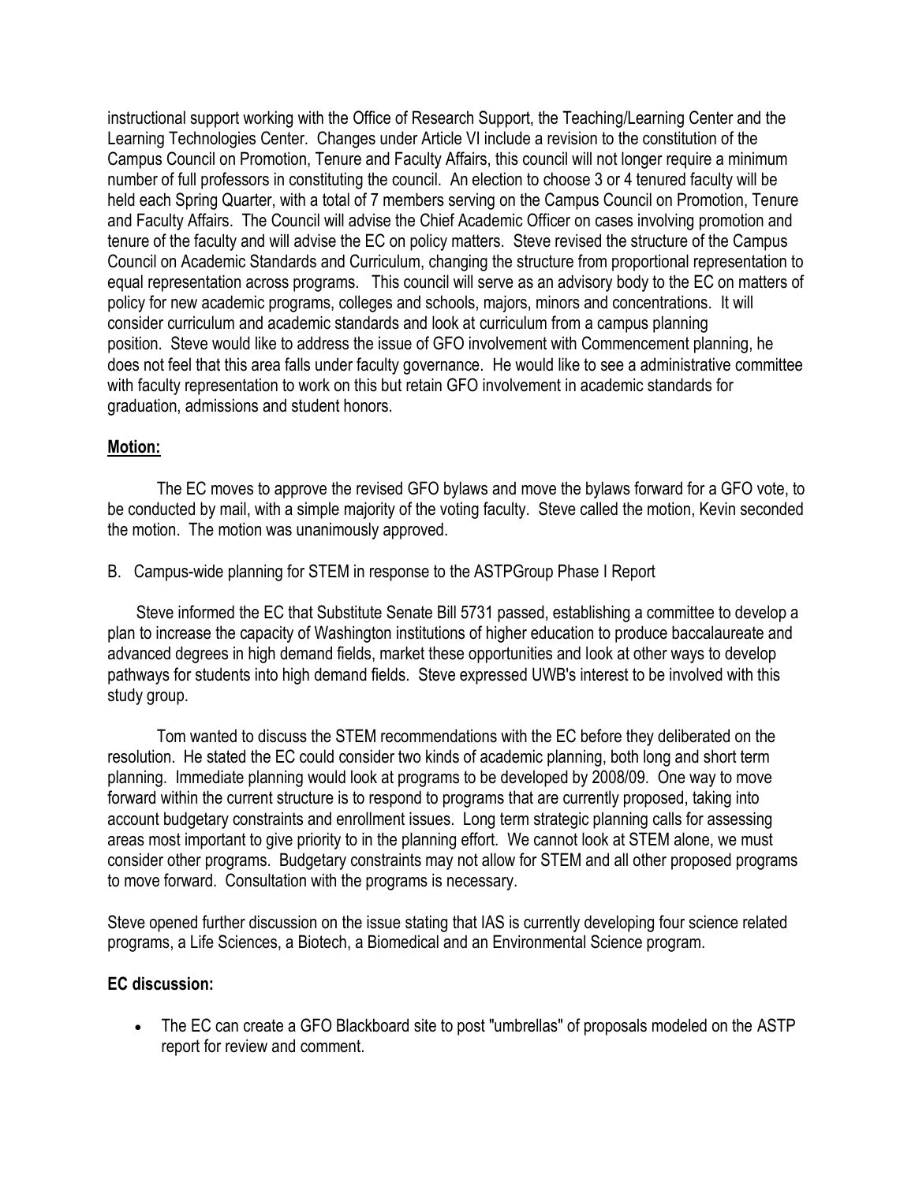instructional support working with the Office of Research Support, the Teaching/Learning Center and the Learning Technologies Center. Changes under Article VI include a revision to the constitution of the Campus Council on Promotion, Tenure and Faculty Affairs, this council will not longer require a minimum number of full professors in constituting the council. An election to choose 3 or 4 tenured faculty will be held each Spring Quarter, with a total of 7 members serving on the Campus Council on Promotion, Tenure and Faculty Affairs. The Council will advise the Chief Academic Officer on cases involving promotion and tenure of the faculty and will advise the EC on policy matters. Steve revised the structure of the Campus Council on Academic Standards and Curriculum, changing the structure from proportional representation to equal representation across programs. This council will serve as an advisory body to the EC on matters of policy for new academic programs, colleges and schools, majors, minors and concentrations. It will consider curriculum and academic standards and look at curriculum from a campus planning position. Steve would like to address the issue of GFO involvement with Commencement planning, he does not feel that this area falls under faculty governance. He would like to see a administrative committee with faculty representation to work on this but retain GFO involvement in academic standards for graduation, admissions and student honors.

**Motion:**

The EC moves to approve the revised GFO bylaws and move the bylaws forward for a GFO vote, to be conducted by mail, with a simple majority of the voting faculty. Steve called the motion, Kevin seconded the motion. The motion was unanimously approved.

B. Campus-wide planning for STEM in response to the ASTPGroup Phase I Report

Steve informed the EC that Substitute Senate Bill 5731 passed, establishing a committee to develop a plan to increase the capacity of Washington institutions of higher education to produce baccalaureate and advanced degrees in high demand fields, market these opportunities and look at other ways to develop pathways for students into high demand fields. Steve expressed UWB's interest to be involved with this study group.

Tom wanted to discuss the STEM recommendations with the EC before they deliberated on the resolution. He stated the EC could consider two kinds of academic planning, both long and short term planning. Immediate planning would look at programs to be developed by 2008/09. One way to move forward within the current structure is to respond to programs that are currently proposed, taking into account budgetary constraints and enrollment issues. Long term strategic planning calls for assessing areas most important to give priority to in the planning effort. We cannot look at STEM alone, we must consider other programs. Budgetary constraints may not allow for STEM and all other proposed programs to move forward. Consultation with the programs is necessary.

Steve opened further discussion on the issue stating that IAS is currently developing four science related programs, a Life Sciences, a Biotech, a Biomedical and an Environmental Science program.

**EC discussion:**

- The EC can create a GFO Blackboard site to post "umbrellas" of proposals modeled on the ASTP report for review and comment.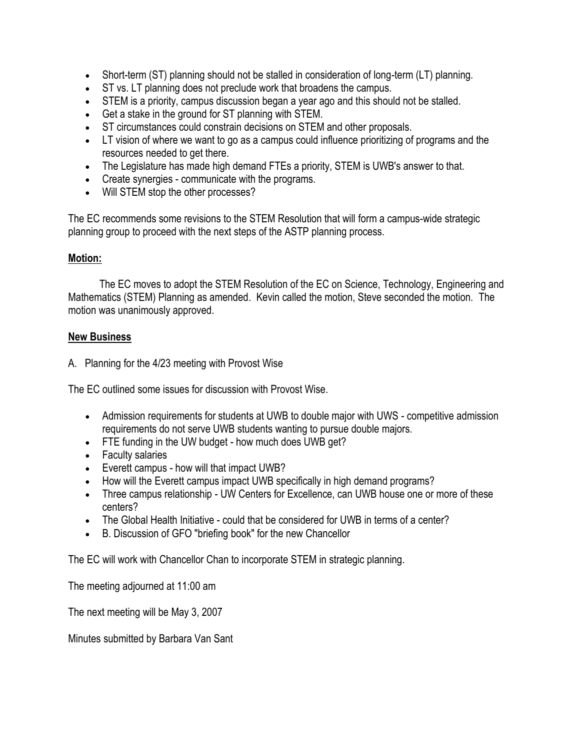- Short-term (ST) planning should not be stalled in consideration of long-term (LT) planning.
- ST vs. LT planning does not preclude work that broadens the campus.
- STEM is a priority, campus discussion began a year ago and this should not be stalled.
- Get a stake in the ground for ST planning with STEM.
- ST circumstances could constrain decisions on STEM and other proposals.
- LT vision of where we want to go as a campus could influence prioritizing of programs and the resources needed to get there.
- The Legislature has made high demand FTEs a priority, STEM is UWB's answer to that.
- Create synergies - communicate with the programs.
- Will STEM stop the other processes?

The EC recommends some revisions to the STEM Resolution that will form a campus-wide strategic planning group to proceed with the next steps of the ASTP planning process.

**Motion:**

The EC moves to adopt the STEM Resolution of the EC on Science, Technology, Engineering and Mathematics (STEM) Planning as amended. Kevin called the motion, Steve seconded the motion. The motion was unanimously approved.

**New Business**

A. Planning for the 4/23 meeting with Provost Wise

The EC outlined some issues for discussion with Provost Wise.

- Admission requirements for students at UWB to double major with UWS - competitive admission requirements do not serve UWB students wanting to pursue double majors.
- FTE funding in the UW budget - how much does UWB get?
- Faculty salaries
- Everett campus - how will that impact UWB?
- How will the Everett campus impact UWB specifically in high demand programs?
- Three campus relationship - UW Centers for Excellence, can UWB house one or more of these centers?
- The Global Health Initiative - could that be considered for UWB in terms of a center?
- B. Discussion of GFO "briefing book" for the new Chancellor

The EC will work with Chancellor Chan to incorporate STEM in strategic planning.

The meeting adjourned at 11:00 am

The next meeting will be May 3, 2007

Minutes submitted by Barbara Van Sant